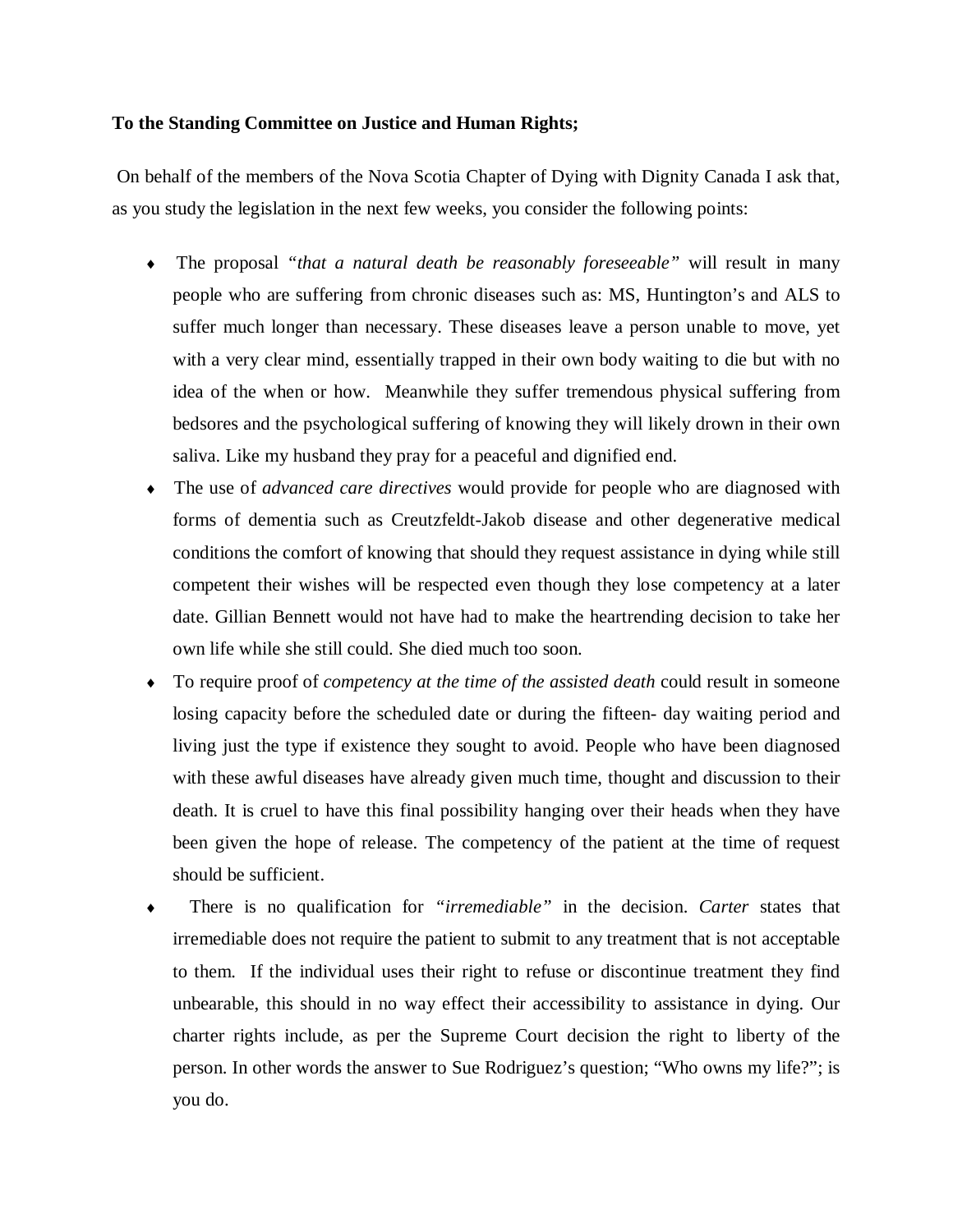**To the Standing Committee on Justice and Human Rights;**

On behalf of the members of the Nova Scotia Chapter of Dying with Dignity Canada I ask that, as you study the legislation in the next few weeks, you consider the following points:

- The proposal *"that a natural death be reasonably foreseeable"* will result in many people who are suffering from chronic diseases such as: MS, Huntington's and ALS to suffer much longer than necessary. These diseases leave a person unable to move, yet with a very clear mind, essentially trapped in their own body waiting to die but with no idea of the when or how. Meanwhile they suffer tremendous physical suffering from bedsores and the psychological suffering of knowing they will likely drown in their own saliva. Like my husband they pray for a peaceful and dignified end.
- The use of *advanced care directives* would provide for people who are diagnosed with forms of dementia such as Creutzfeldt-Jakob disease and other degenerative medical conditions the comfort of knowing that should they request assistance in dying while still competent their wishes will be respected even though they lose competency at a later date. Gillian Bennett would not have had to make the heartrending decision to take her own life while she still could. She died much too soon.
- To require proof of *competency at the time of the assisted death* could result in someone losing capacity before the scheduled date or during the fifteen- day waiting period and living just the type if existence they sought to avoid. People who have been diagnosed with these awful diseases have already given much time, thought and discussion to their death. It is cruel to have this final possibility hanging over their heads when they have been given the hope of release. The competency of the patient at the time of request should be sufficient.
- There is no qualification for *"irremediable"* in the decision. *Carter* states that irremediable does not require the patient to submit to any treatment that is not acceptable to them. If the individual uses their right to refuse or discontinue treatment they find unbearable, this should in no way effect their accessibility to assistance in dying. Our charter rights include, as per the Supreme Court decision the right to liberty of the person. In other words the answer to Sue Rodriguez's question; "Who owns my life?"; is you do.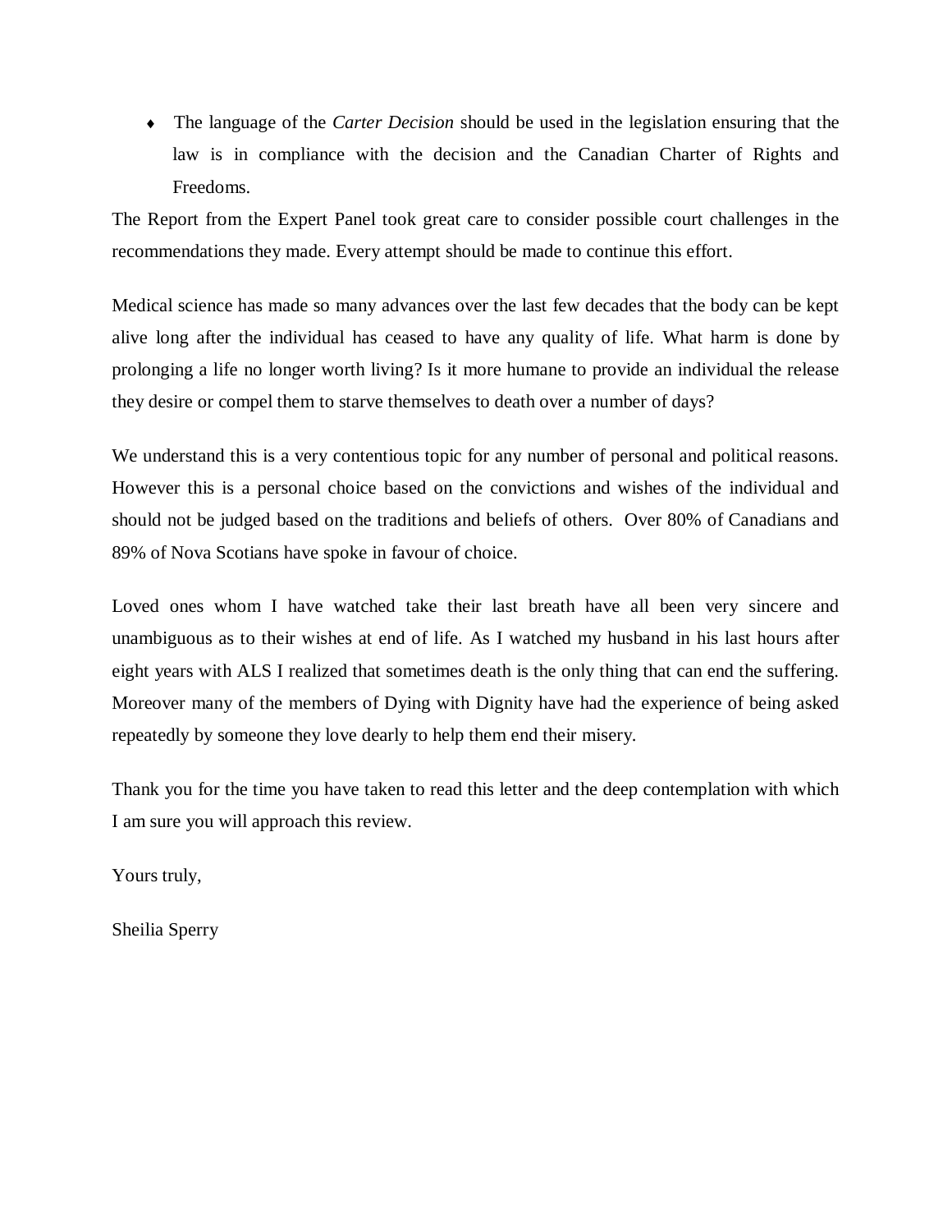- The language of the *Carter Decision* should be used in the legislation ensuring that the law is in compliance with the decision and the Canadian Charter of Rights and Freedoms.

The Report from the Expert Panel took great care to consider possible court challenges in the recommendations they made. Every attempt should be made to continue this effort.

Medical science has made so many advances over the last few decades that the body can be kept alive long after the individual has ceased to have any quality of life. What harm is done by prolonging a life no longer worth living? Is it more humane to provide an individual the release they desire or compel them to starve themselves to death over a number of days?

We understand this is a very contentious topic for any number of personal and political reasons. However this is a personal choice based on the convictions and wishes of the individual and should not be judged based on the traditions and beliefs of others. Over 80% of Canadians and 89% of Nova Scotians have spoke in favour of choice.

Loved ones whom I have watched take their last breath have all been very sincere and unambiguous as to their wishes at end of life. As I watched my husband in his last hours after eight years with ALS I realized that sometimes death is the only thing that can end the suffering. Moreover many of the members of Dying with Dignity have had the experience of being asked repeatedly by someone they love dearly to help them end their misery.

Thank you for the time you have taken to read this letter and the deep contemplation with which I am sure you will approach this review.

Yours truly,

Sheilia Sperry